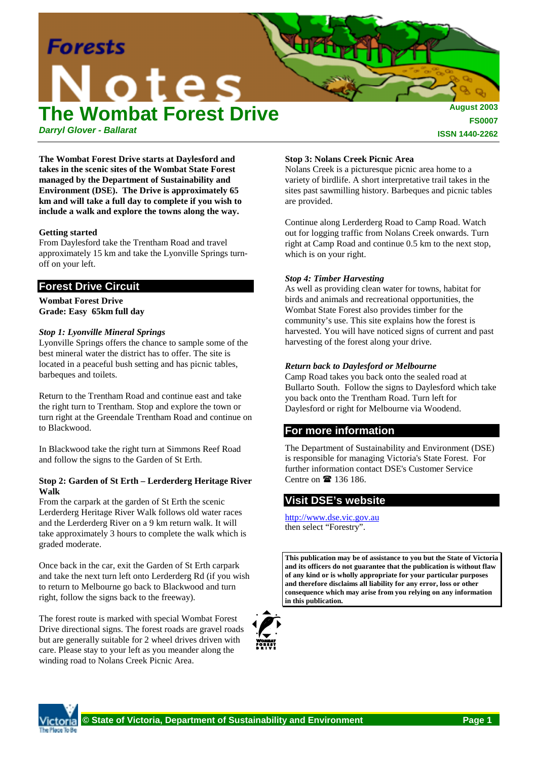# Forests Notes

# The Wombat Forest Drive

***Darryl Glover - Ballarat***

**August 2003**
**FS0007**
**ISSN 1440-2262**

**The Wombat Forest Drive starts at Daylesford and takes in the scenic sites of the Wombat State Forest managed by the Department of Sustainability and Environment (DSE). The Drive is approximately 65 km and will take a full day to complete if you wish to include a walk and explore the towns along the way.**

**Getting started**

From Daylesford take the Trentham Road and travel approximately 15 km and take the Lyonville Springs turn-off on your left.

## Forest Drive Circuit

**Wombat Forest Drive**
**Grade: Easy 65km full day**

***Stop 1: Lyonville Mineral Springs***

Lyonville Springs offers the chance to sample some of the best mineral water the district has to offer. The site is located in a peaceful bush setting and has picnic tables, barbeques and toilets.

Return to the Trentham Road and continue east and take the right turn to Trentham. Stop and explore the town or turn right at the Greendale Trentham Road and continue on to Blackwood.

In Blackwood take the right turn at Simmons Reef Road and follow the signs to the Garden of St Erth.

**Stop 2: Garden of St Erth – Lerderderg Heritage River Walk**

From the carpark at the garden of St Erth the scenic Lerderderg Heritage River Walk follows old water races and the Lerderderg River on a 9 km return walk. It will take approximately 3 hours to complete the walk which is graded moderate.

Once back in the car, exit the Garden of St Erth carpark and take the next turn left onto Lerderderg Rd (if you wish to return to Melbourne go back to Blackwood and turn right, follow the signs back to the freeway).

The forest route is marked with special Wombat Forest Drive directional signs. The forest roads are gravel roads but are generally suitable for 2 wheel drives driven with care. Please stay to your left as you meander along the winding road to Nolans Creek Picnic Area.

**Stop 3: Nolans Creek Picnic Area**

Nolans Creek is a picturesque picnic area home to a variety of birdlife. A short interpretative trail takes in the sites past sawmilling history. Barbeques and picnic tables are provided.

Continue along Lerderderg Road to Camp Road. Watch out for logging traffic from Nolans Creek onwards. Turn right at Camp Road and continue 0.5 km to the next stop, which is on your right.

***Stop 4: Timber Harvesting***

As well as providing clean water for towns, habitat for birds and animals and recreational opportunities, the Wombat State Forest also provides timber for the community's use. This site explains how the forest is harvested. You will have noticed signs of current and past harvesting of the forest along your drive.

***Return back to Daylesford or Melbourne***

Camp Road takes you back onto the sealed road at Bullarto South. Follow the signs to Daylesford which take you back onto the Trentham Road. Turn left for Daylesford or right for Melbourne via Woodend.

## For more information

The Department of Sustainability and Environment (DSE) is responsible for managing Victoria's State Forest. For further information contact DSE's Customer Service Centre on ☎ 136 186.

## Visit DSE's website

http://www.dse.vic.gov.au
then select "Forestry".

**This publication may be of assistance to you but the State of Victoria and its officers do not guarantee that the publication is without flaw of any kind or is wholly appropriate for your particular purposes and therefore disclaims all liability for any error, loss or other consequence which may arise from you relying on any information in this publication.**

© State of Victoria, Department of Sustainability and Environment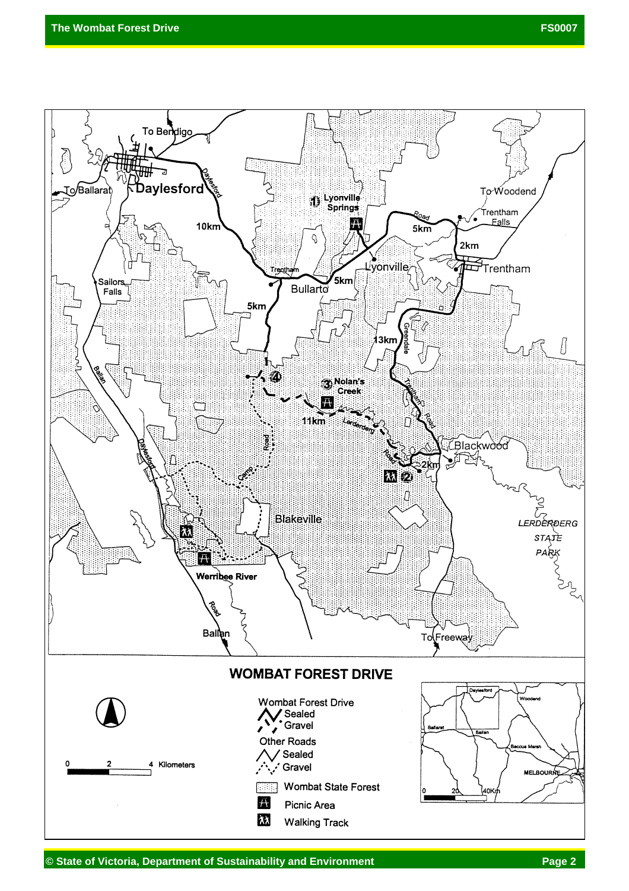To Bendigo

Daylesford

To Ballarat

Daylesford Road

10km

Lyonville Springs

To Woodend

Road

5km

Trentham Falls

2km

Trentham

Lyonville

Trentham

Bullarto

5km

Sailors Falls

5km

Greendale

13km

Ballan

Nolan's Creek

Trentham Road

11km

Lerderderg

Road

Road

Blackwood

Daylesford

2km

Camp

Blakeville

LERDERDERG STATE PARK

Werribee River

Road

Ballan

To Freeway

**WOMBAT FOREST DRIVE**

0 2 4 Kilometers

Wombat Forest Drive
Sealed
Gravel

Other Roads
Sealed
Gravel

Wombat State Forest

Picnic Area

Walking Track

Daylesford

Woodend

Ballarat

Ballan

Bacchus Marsh

MELBOURNE

0 20 40Km